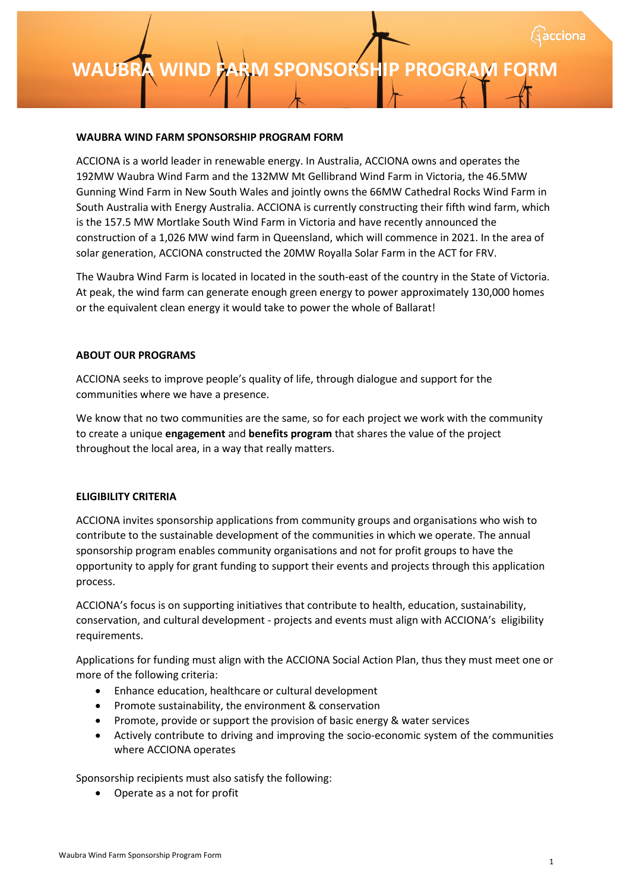# WAUBRA WIND FARM SPONSORSHIP PROGRAM FORM

**WAUBRA WIND FARM SPONSORSHIP PROGRAM FORM**

ACCIONA is a world leader in renewable energy. In Australia, ACCIONA owns and operates the 192MW Waubra Wind Farm and the 132MW Mt Gellibrand Wind Farm in Victoria, the 46.5MW Gunning Wind Farm in New South Wales and jointly owns the 66MW Cathedral Rocks Wind Farm in South Australia with Energy Australia. ACCIONA is currently constructing their fifth wind farm, which is the 157.5 MW Mortlake South Wind Farm in Victoria and have recently announced the construction of a 1,026 MW wind farm in Queensland, which will commence in 2021. In the area of solar generation, ACCIONA constructed the 20MW Royalla Solar Farm in the ACT for FRV.

The Waubra Wind Farm is located in located in the south-east of the country in the State of Victoria. At peak, the wind farm can generate enough green energy to power approximately 130,000 homes or the equivalent clean energy it would take to power the whole of Ballarat!

**ABOUT OUR PROGRAMS**

ACCIONA seeks to improve people's quality of life, through dialogue and support for the communities where we have a presence.

We know that no two communities are the same, so for each project we work with the community to create a unique **engagement** and **benefits program** that shares the value of the project throughout the local area, in a way that really matters.

**ELIGIBILITY CRITERIA**

ACCIONA invites sponsorship applications from community groups and organisations who wish to contribute to the sustainable development of the communities in which we operate. The annual sponsorship program enables community organisations and not for profit groups to have the opportunity to apply for grant funding to support their events and projects through this application process.

ACCIONA's focus is on supporting initiatives that contribute to health, education, sustainability, conservation, and cultural development - projects and events must align with ACCIONA's eligibility requirements.

Applications for funding must align with the ACCIONA Social Action Plan, thus they must meet one or more of the following criteria:

- Enhance education, healthcare or cultural development
- Promote sustainability, the environment & conservation
- Promote, provide or support the provision of basic energy & water services
- Actively contribute to driving and improving the socio-economic system of the communities where ACCIONA operates

Sponsorship recipients must also satisfy the following:

- Operate as a not for profit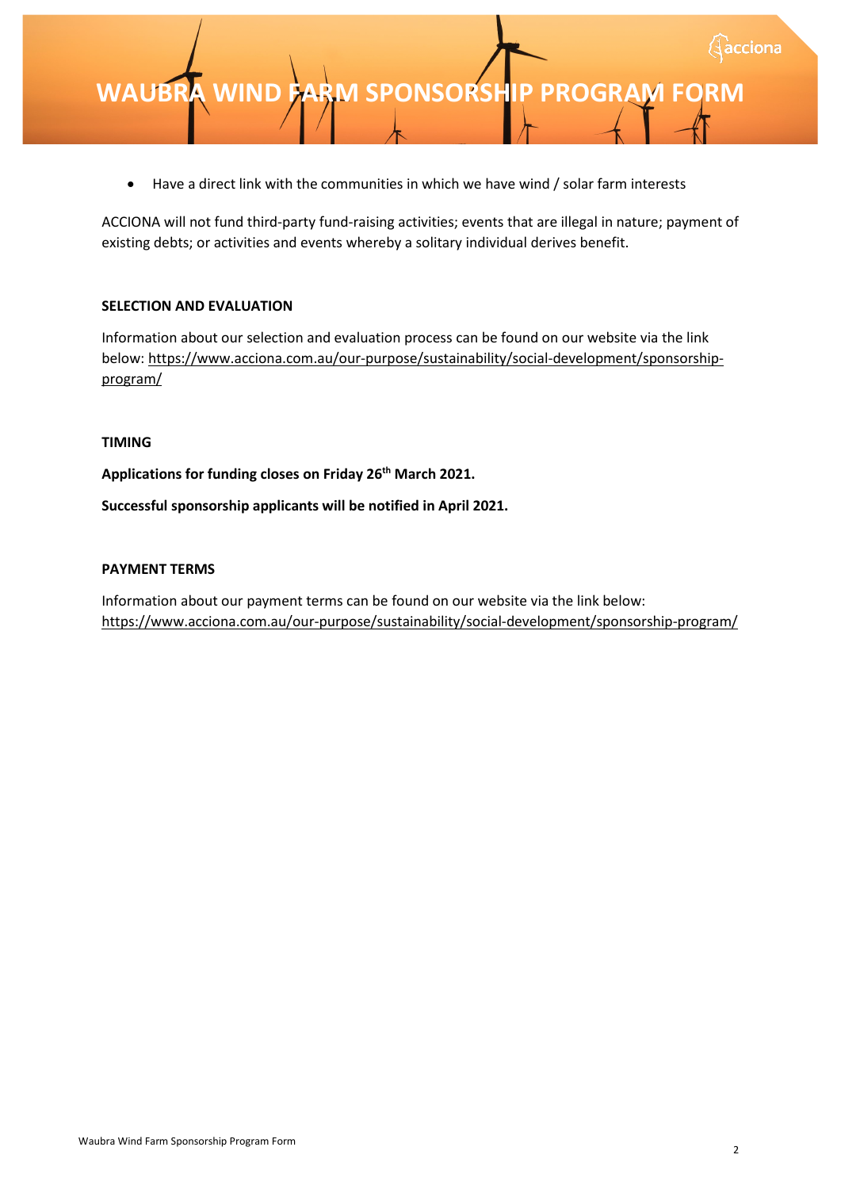- Have a direct link with the communities in which we have wind / solar farm interests

ACCIONA will not fund third-party fund-raising activities; events that are illegal in nature; payment of existing debts; or activities and events whereby a solitary individual derives benefit.

**SELECTION AND EVALUATION**

Information about our selection and evaluation process can be found on our website via the link below: https://www.acciona.com.au/our-purpose/sustainability/social-development/sponsorship-program/

**TIMING**

**Applications for funding closes on Friday 26th March 2021.**

**Successful sponsorship applicants will be notified in April 2021.**

**PAYMENT TERMS**

Information about our payment terms can be found on our website via the link below: https://www.acciona.com.au/our-purpose/sustainability/social-development/sponsorship-program/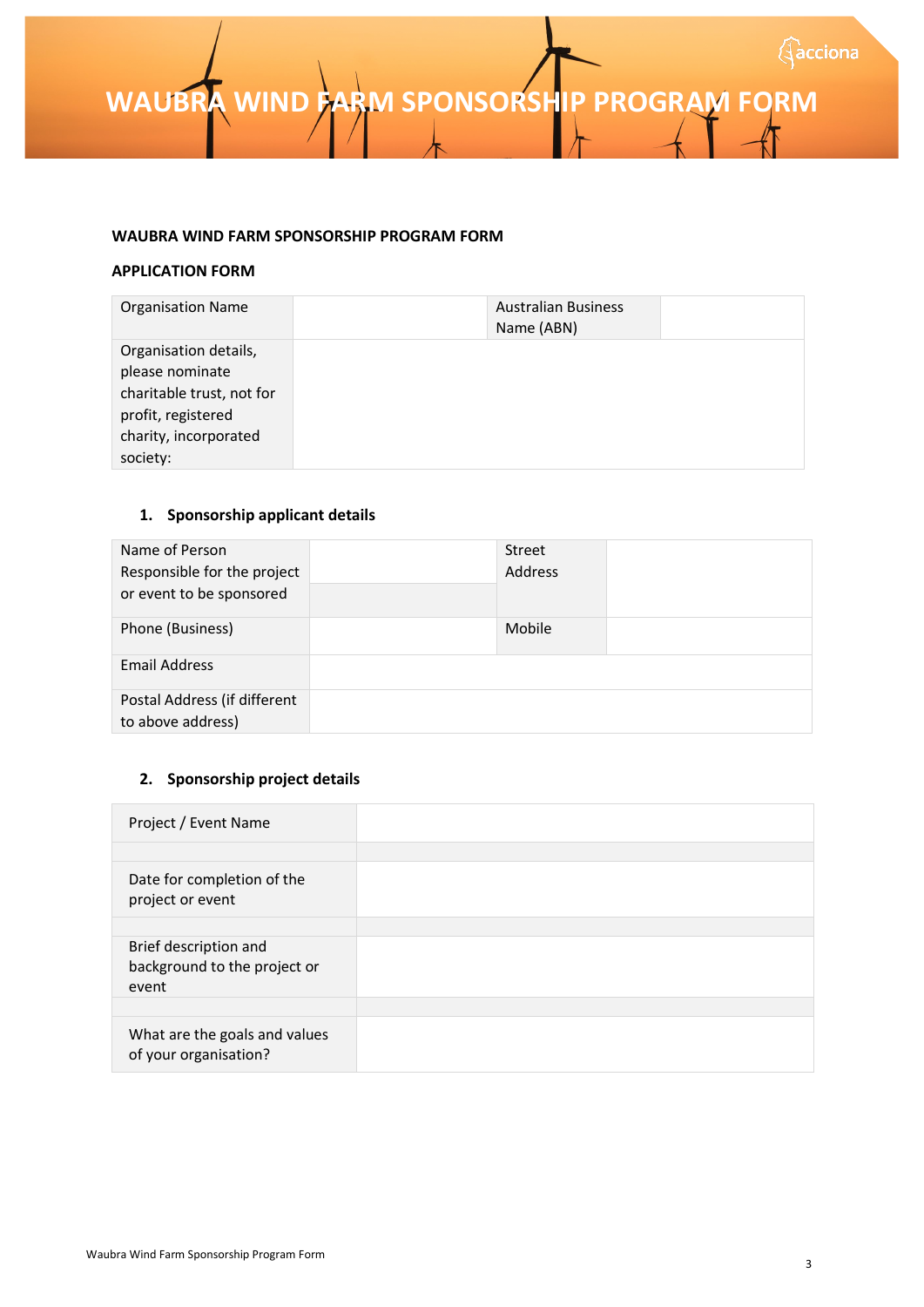# WAUBRA WIND FARM SPONSORSHIP PROGRAM FORM

**WAUBRA WIND FARM SPONSORSHIP PROGRAM FORM**

**APPLICATION FORM**

| Organisation Name | | Australian Business Name (ABN) | |
|---|---|---|---|
| Organisation details, please nominate charitable trust, not for profit, registered charity, incorporated society: | | | |

## 1. Sponsorship applicant details

| Name of Person Responsible for the project or event to be sponsored | | Street Address | |
|---|---|---|---|
| Phone (Business) | | Mobile | |
| Email Address | | | |
| Postal Address (if different to above address) | | | |

## 2. Sponsorship project details

| Project / Event Name | |
|---|---|
| | |
| Date for completion of the project or event | |
| | |
| Brief description and background to the project or event | |
| | |
| What are the goals and values of your organisation? | |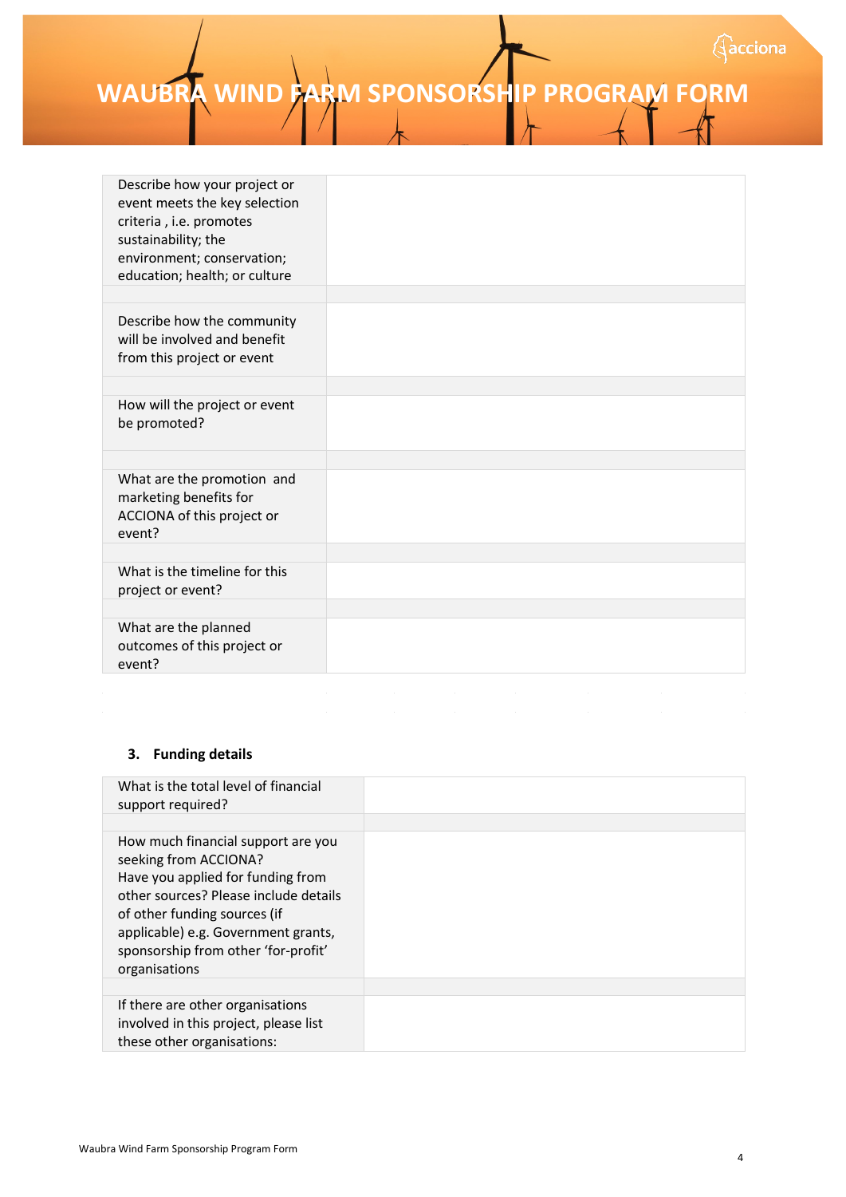# WAUBRA WIND FARM SPONSORSHIP PROGRAM FORM

| | |
|---|---|
| Describe how your project or event meets the key selection criteria , i.e. promotes sustainability; the environment; conservation; education; health; or culture | |
| | |
| Describe how the community will be involved and benefit from this project or event | |
| | |
| How will the project or event be promoted? | |
| | |
| What are the promotion and marketing benefits for ACCIONA of this project or event? | |
| | |
| What is the timeline for this project or event? | |
| | |
| What are the planned outcomes of this project or event? | |

### 3. Funding details

| | |
|---|---|
| What is the total level of financial support required? | |
| | |
| How much financial support are you seeking from ACCIONA?<br>Have you applied for funding from other sources? Please include details of other funding sources (if applicable) e.g. Government grants, sponsorship from other 'for-profit' organisations | |
| | |
| If there are other organisations involved in this project, please list these other organisations: | |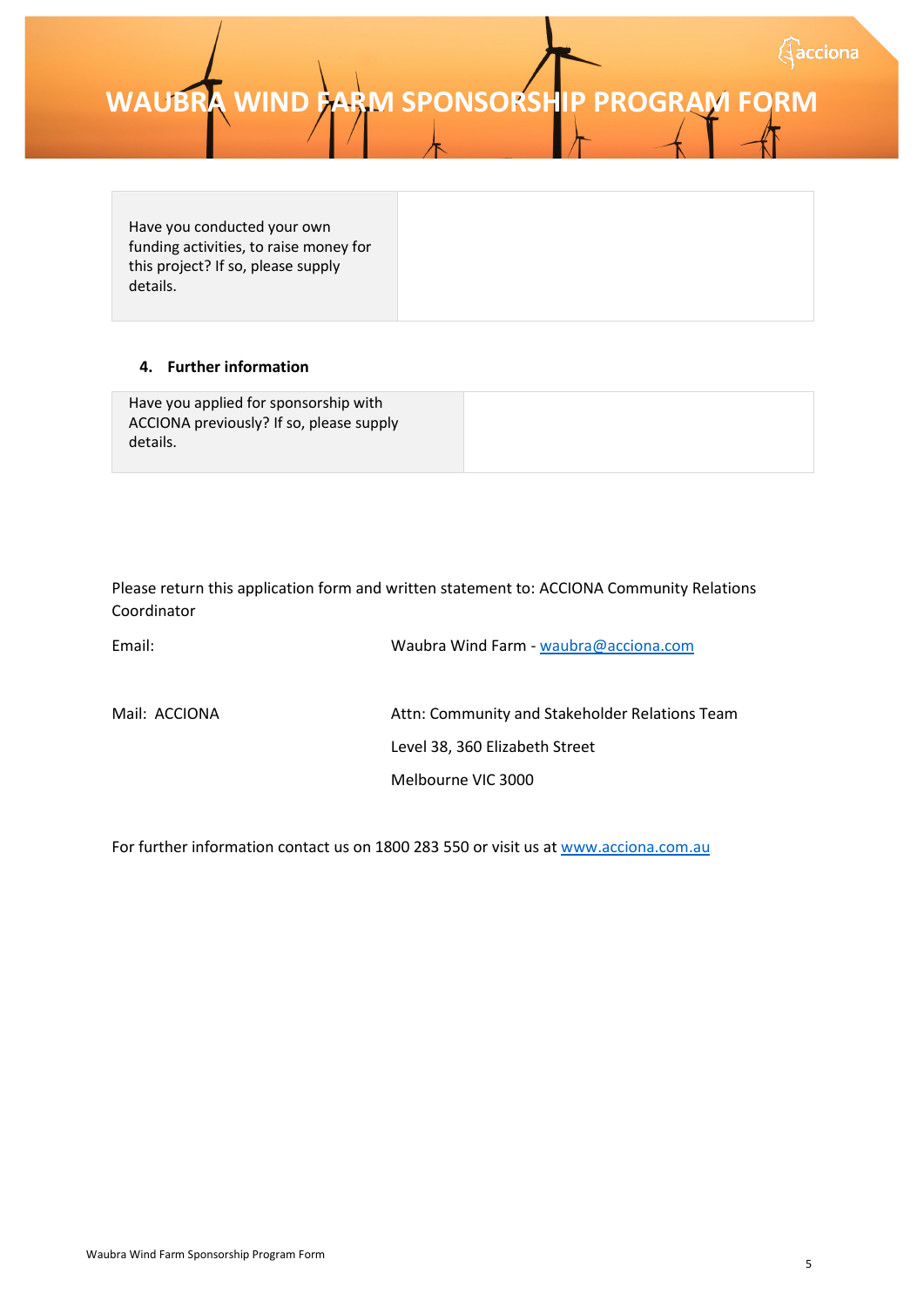# WAUBRA WIND FARM SPONSORSHIP PROGRAM FORM

| Have you conducted your own funding activities, to raise money for this project? If so, please supply details. | |
|---|---|

**4. Further information**

| Have you applied for sponsorship with ACCIONA previously? If so, please supply details. | |
|---|---|

Please return this application form and written statement to: ACCIONA Community Relations Coordinator

Email: Waubra Wind Farm - waubra@acciona.com

Mail: ACCIONA

Attn: Community and Stakeholder Relations Team

Level 38, 360 Elizabeth Street

Melbourne VIC 3000

For further information contact us on 1800 283 550 or visit us at www.acciona.com.au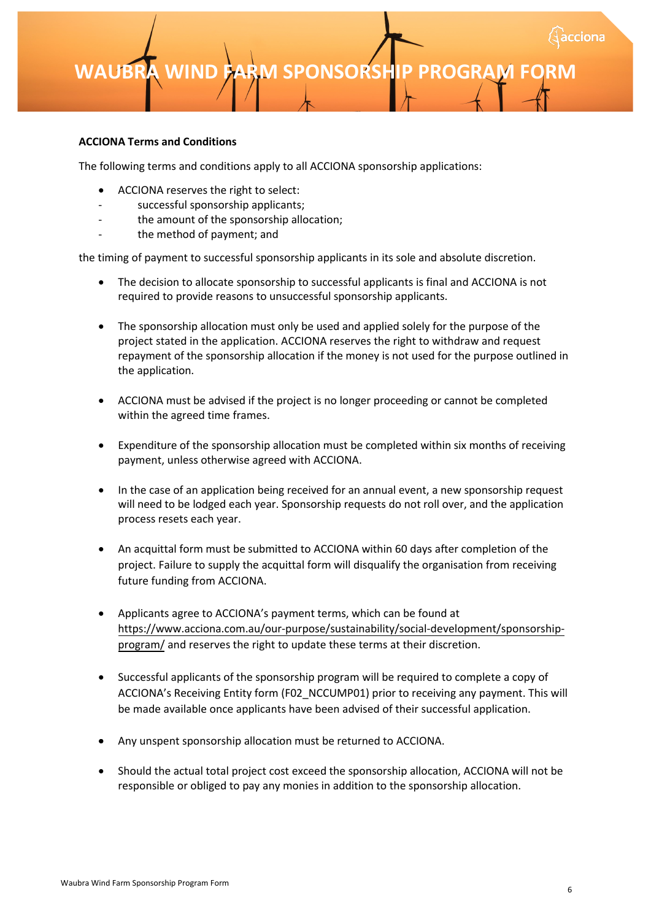**ACCIONA Terms and Conditions**

The following terms and conditions apply to all ACCIONA sponsorship applications:

- ACCIONA reserves the right to select:
  - successful sponsorship applicants;
  - the amount of the sponsorship allocation;
  - the method of payment; and

the timing of payment to successful sponsorship applicants in its sole and absolute discretion.

- The decision to allocate sponsorship to successful applicants is final and ACCIONA is not required to provide reasons to unsuccessful sponsorship applicants.
- The sponsorship allocation must only be used and applied solely for the purpose of the project stated in the application. ACCIONA reserves the right to withdraw and request repayment of the sponsorship allocation if the money is not used for the purpose outlined in the application.
- ACCIONA must be advised if the project is no longer proceeding or cannot be completed within the agreed time frames.
- Expenditure of the sponsorship allocation must be completed within six months of receiving payment, unless otherwise agreed with ACCIONA.
- In the case of an application being received for an annual event, a new sponsorship request will need to be lodged each year. Sponsorship requests do not roll over, and the application process resets each year.
- An acquittal form must be submitted to ACCIONA within 60 days after completion of the project. Failure to supply the acquittal form will disqualify the organisation from receiving future funding from ACCIONA.
- Applicants agree to ACCIONA's payment terms, which can be found at https://www.acciona.com.au/our-purpose/sustainability/social-development/sponsorship-program/ and reserves the right to update these terms at their discretion.
- Successful applicants of the sponsorship program will be required to complete a copy of ACCIONA's Receiving Entity form (F02_NCCUMP01) prior to receiving any payment. This will be made available once applicants have been advised of their successful application.
- Any unspent sponsorship allocation must be returned to ACCIONA.
- Should the actual total project cost exceed the sponsorship allocation, ACCIONA will not be responsible or obliged to pay any monies in addition to the sponsorship allocation.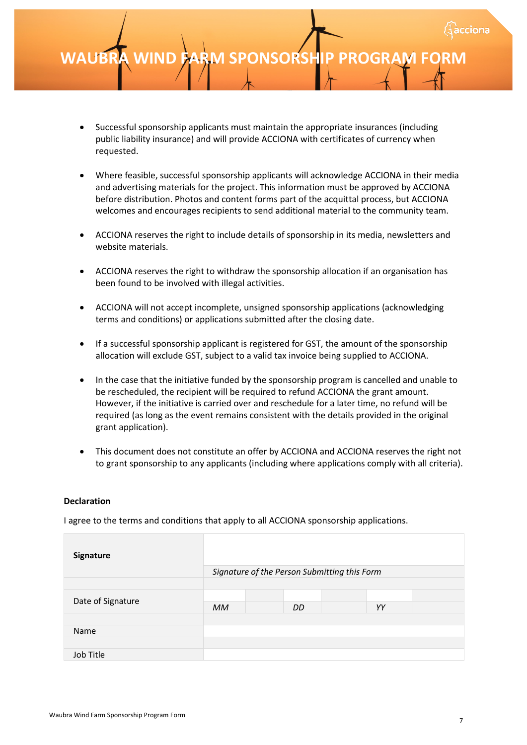# WAUBRA WIND FARM SPONSORSHIP PROGRAM FORM

- Successful sponsorship applicants must maintain the appropriate insurances (including public liability insurance) and will provide ACCIONA with certificates of currency when requested.
- Where feasible, successful sponsorship applicants will acknowledge ACCIONA in their media and advertising materials for the project. This information must be approved by ACCIONA before distribution. Photos and content forms part of the acquittal process, but ACCIONA welcomes and encourages recipients to send additional material to the community team.
- ACCIONA reserves the right to include details of sponsorship in its media, newsletters and website materials.
- ACCIONA reserves the right to withdraw the sponsorship allocation if an organisation has been found to be involved with illegal activities.
- ACCIONA will not accept incomplete, unsigned sponsorship applications (acknowledging terms and conditions) or applications submitted after the closing date.
- If a successful sponsorship applicant is registered for GST, the amount of the sponsorship allocation will exclude GST, subject to a valid tax invoice being supplied to ACCIONA.
- In the case that the initiative funded by the sponsorship program is cancelled and unable to be rescheduled, the recipient will be required to refund ACCIONA the grant amount. However, if the initiative is carried over and reschedule for a later time, no refund will be required (as long as the event remains consistent with the details provided in the original grant application).
- This document does not constitute an offer by ACCIONA and ACCIONA reserves the right not to grant sponsorship to any applicants (including where applications comply with all criteria).

**Declaration**

I agree to the terms and conditions that apply to all ACCIONA sponsorship applications.

| | | | | | | |
|---|---|---|---|---|---|---|
| **Signature** | *Signature of the Person Submitting this Form* | | | | | |
| Date of Signature | *MM* | | *DD* | | *YY* | |
| Name | | | | | | |
| Job Title | | | | | | |